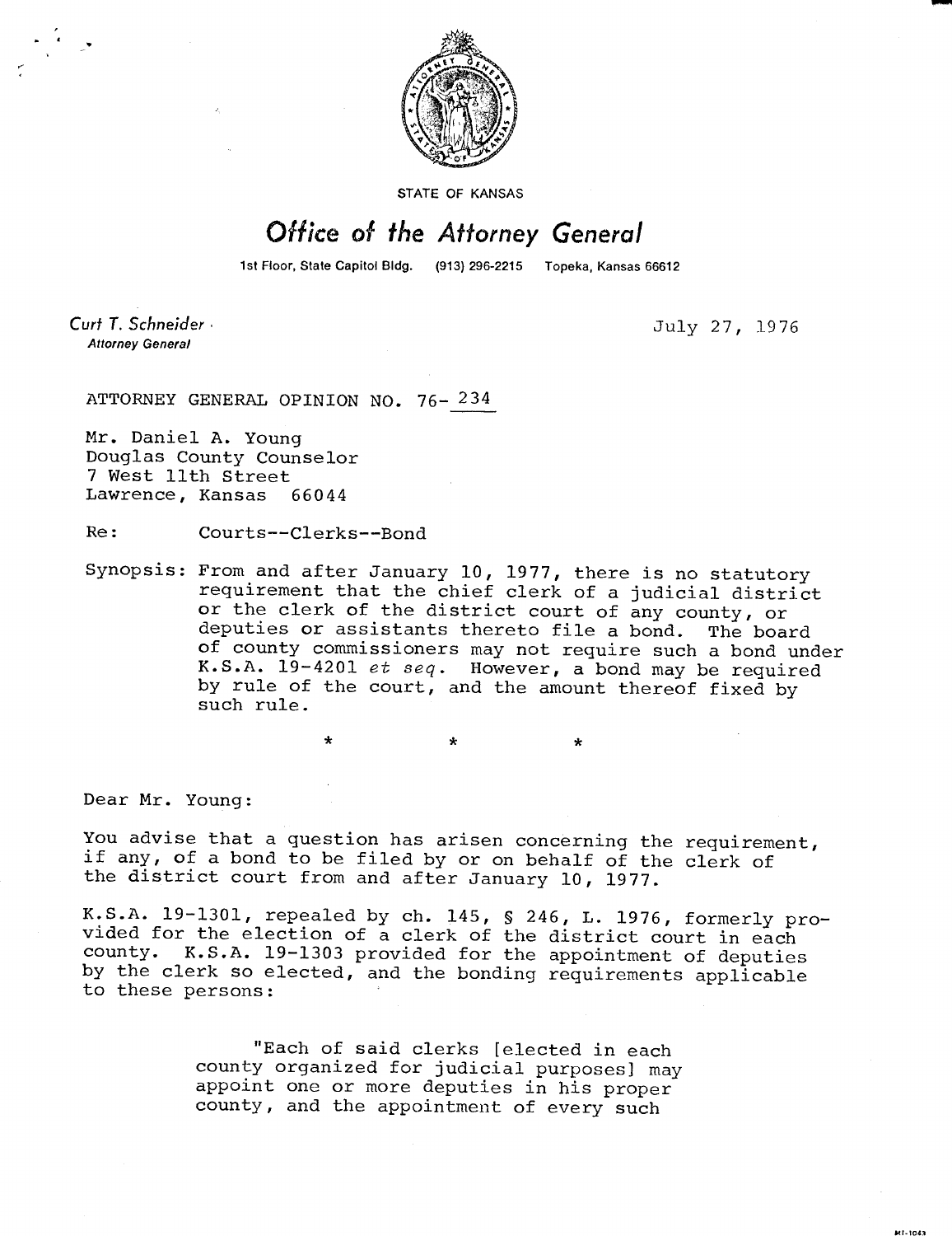STATE OF KANSAS

# Office of the Attorney General

1st Floor, State Capitol Bldg. (913) 296-2215 Topeka, Kansas 66612

Curt T. Schneider
*Attorney General*

July 27, 1976

ATTORNEY GENERAL OPINION NO. 76- 234

Mr. Daniel A. Young
Douglas County Counselor
7 West 11th Street
Lawrence, Kansas 66044

Re: Courts--Clerks--Bond

Synopsis: From and after January 10, 1977, there is no statutory requirement that the chief clerk of a judicial district or the clerk of the district court of any county, or deputies or assistants thereto file a bond. The board of county commissioners may not require such a bond under K.S.A. 19-4201 *et seq.* However, a bond may be required by rule of the court, and the amount thereof fixed by such rule.

\* \* \*

Dear Mr. Young:

You advise that a question has arisen concerning the requirement, if any, of a bond to be filed by or on behalf of the clerk of the district court from and after January 10, 1977.

K.S.A. 19-1301, repealed by ch. 145, § 246, L. 1976, formerly provided for the election of a clerk of the district court in each county. K.S.A. 19-1303 provided for the appointment of deputies by the clerk so elected, and the bonding requirements applicable to these persons:

> "Each of said clerks [elected in each county organized for judicial purposes] may appoint one or more deputies in his proper county, and the appointment of every such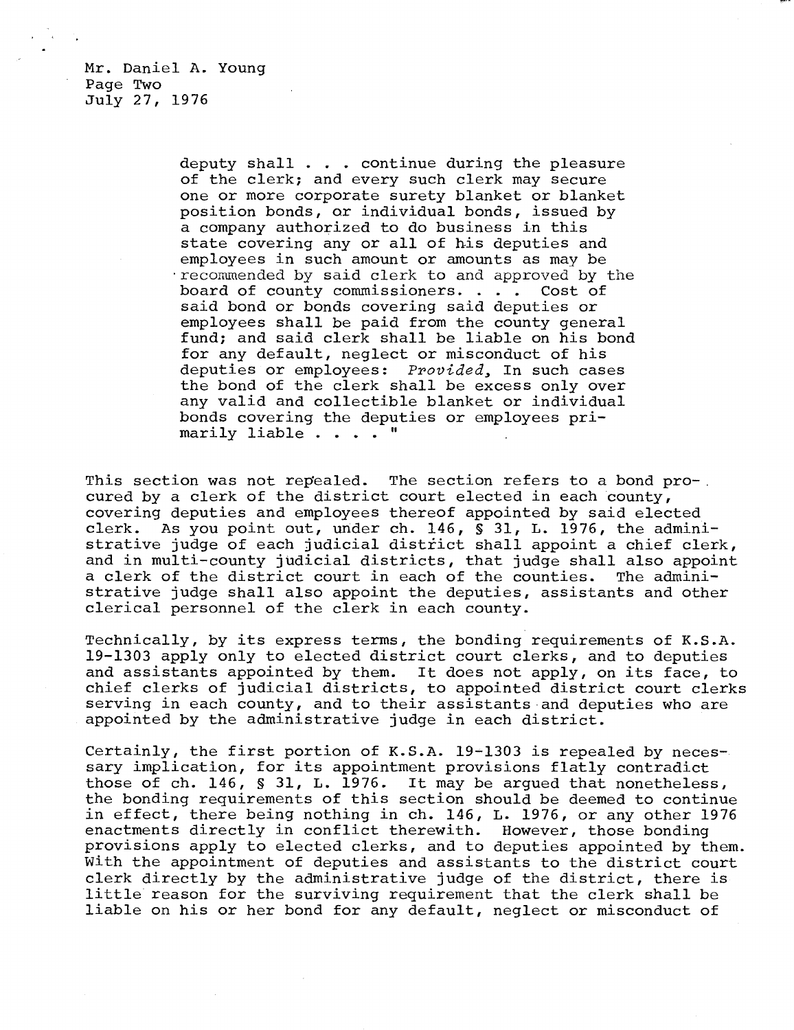> deputy shall . . . continue during the pleasure of the clerk; and every such clerk may secure one or more corporate surety blanket or blanket position bonds, or individual bonds, issued by a company authorized to do business in this state covering any or all of his deputies and employees in such amount or amounts as may be recommended by said clerk to and approved by the board of county commissioners. . . . Cost of said bond or bonds covering said deputies or employees shall be paid from the county general fund; and said clerk shall be liable on his bond for any default, neglect or misconduct of his deputies or employees: *Provided*, In such cases the bond of the clerk shall be excess only over any valid and collectible blanket or individual bonds covering the deputies or employees primarily liable . . . . "

This section was not repealed. The section refers to a bond procured by a clerk of the district court elected in each county, covering deputies and employees thereof appointed by said elected clerk. As you point out, under ch. 146, § 31, L. 1976, the administrative judge of each judicial district shall appoint a chief clerk, and in multi-county judicial districts, that judge shall also appoint a clerk of the district court in each of the counties. The administrative judge shall also appoint the deputies, assistants and other clerical personnel of the clerk in each county.

Technically, by its express terms, the bonding requirements of K.S.A. 19-1303 apply only to elected district court clerks, and to deputies and assistants appointed by them. It does not apply, on its face, to chief clerks of judicial districts, to appointed district court clerks serving in each county, and to their assistants and deputies who are appointed by the administrative judge in each district.

Certainly, the first portion of K.S.A. 19-1303 is repealed by necessary implication, for its appointment provisions flatly contradict those of ch. 146, § 31, L. 1976. It may be argued that nonetheless, the bonding requirements of this section should be deemed to continue in effect, there being nothing in ch. 146, L. 1976, or any other 1976 enactments directly in conflict therewith. However, those bonding provisions apply to elected clerks, and to deputies appointed by them. With the appointment of deputies and assistants to the district court clerk directly by the administrative judge of the district, there is little reason for the surviving requirement that the clerk shall be liable on his or her bond for any default, neglect or misconduct of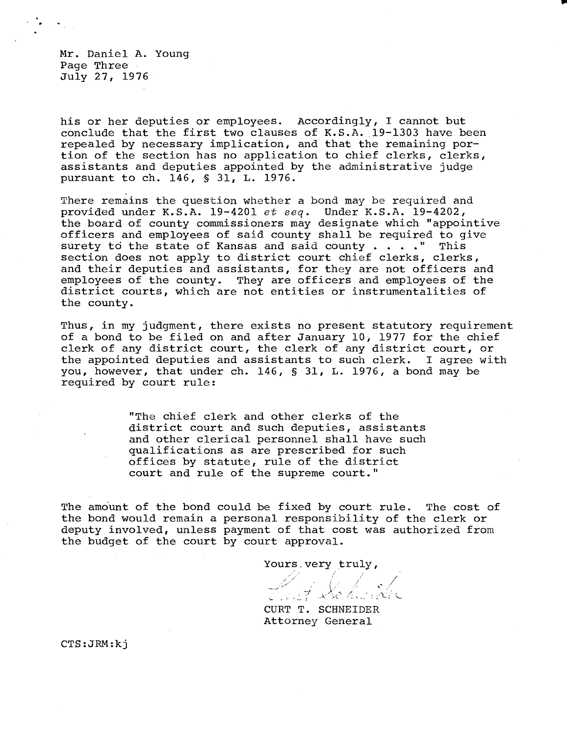Mr. Daniel A. Young
Page Three
July 27, 1976

his or her deputies or employees. Accordingly, I cannot but conclude that the first two clauses of K.S.A. 19-1303 have been repealed by necessary implication, and that the remaining portion of the section has no application to chief clerks, clerks, assistants and deputies appointed by the administrative judge pursuant to ch. 146, § 31, L. 1976.

There remains the question whether a bond may be required and provided under K.S.A. 19-4201 *et seq*. Under K.S.A. 19-4202, the board of county commissioners may designate which "appointive officers and employees of said county shall be required to give surety to the state of Kansas and said county . . . ." This section does not apply to district court chief clerks, clerks, and their deputies and assistants, for they are not officers and employees of the county. They are officers and employees of the district courts, which are not entities or instrumentalities of the county.

Thus, in my judgment, there exists no present statutory requirement of a bond to be filed on and after January 10, 1977 for the chief clerk of any district court, the clerk of any district court, or the appointed deputies and assistants to such clerk. I agree with you, however, that under ch. 146, § 31, L. 1976, a bond may be required by court rule:

> "The chief clerk and other clerks of the district court and such deputies, assistants and other clerical personnel shall have such qualifications as are prescribed for such offices by statute, rule of the district court and rule of the supreme court."

The amount of the bond could be fixed by court rule. The cost of the bond would remain a personal responsibility of the clerk or deputy involved, unless payment of that cost was authorized from the budget of the court by court approval.

Yours very truly,

CURT T. SCHNEIDER
Attorney General

CTS:JRM:kj